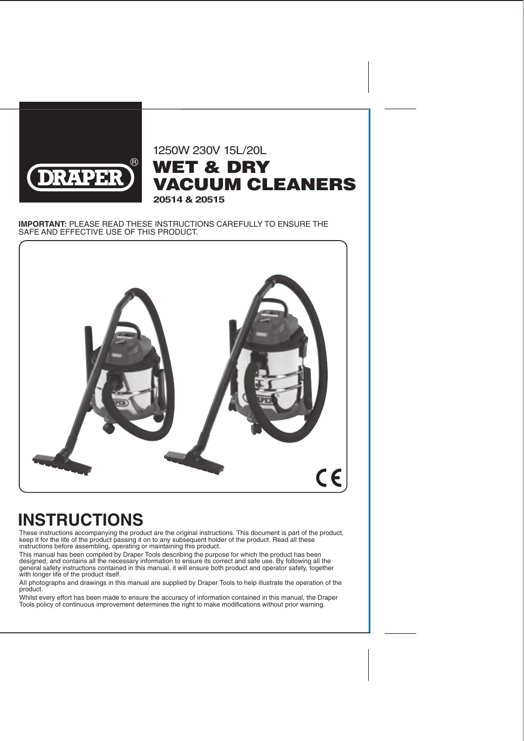DRAPER®

1250W 230V 15L/20L

# WET & DRY VACUUM CLEANERS

**20514 & 20515**

**IMPORTANT:** PLEASE READ THESE INSTRUCTIONS CAREFULLY TO ENSURE THE SAFE AND EFFECTIVE USE OF THIS PRODUCT.

# INSTRUCTIONS

These instructions accompanying the product are the original instructions. This document is part of the product, keep it for the life of the product passing it on to any subsequent holder of the product. Read all these instructions before assembling, operating or maintaining this product.

This manual has been compiled by Draper Tools describing the purpose for which the product has been designed, and contains all the necessary information to ensure its correct and safe use. By following all the general safety instructions contained in this manual, it will ensure both product and operator safety, together with longer life of the product itself.

All photographs and drawings in this manual are supplied by Draper Tools to help illustrate the operation of the product.

Whilst every effort has been made to ensure the accuracy of information contained in this manual, the Draper Tools policy of continuous improvement determines the right to make modifications without prior warning.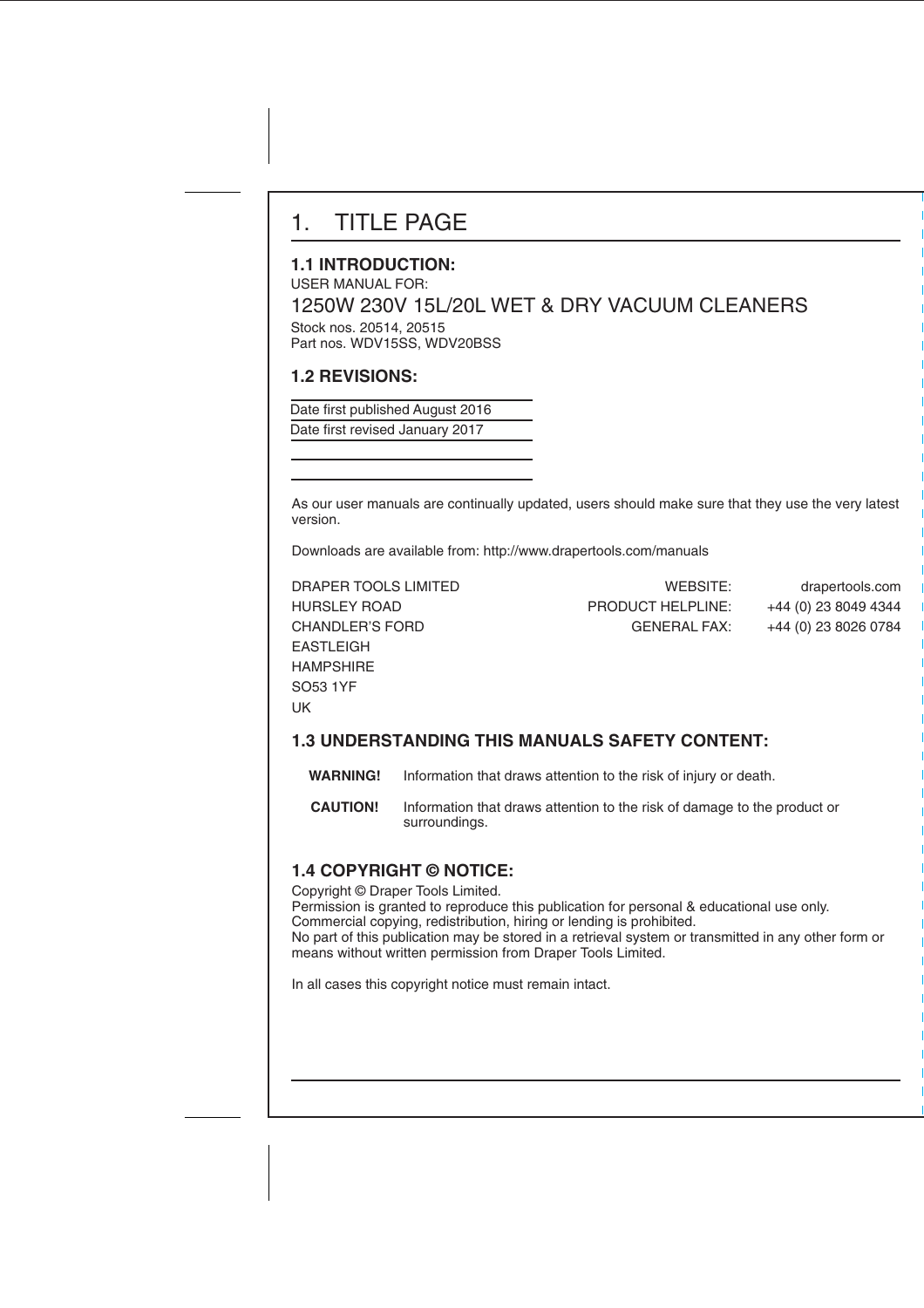# 1. TITLE PAGE

## 1.1 INTRODUCTION:

USER MANUAL FOR:

1250W 230V 15L/20L WET & DRY VACUUM CLEANERS

Stock nos. 20514, 20515
Part nos. WDV15SS, WDV20BSS

## 1.2 REVISIONS:

Date first published August 2016

Date first revised January 2017

As our user manuals are continually updated, users should make sure that they use the very latest version.

Downloads are available from: http://www.drapertools.com/manuals

DRAPER TOOLS LIMITED
HURSLEY ROAD
CHANDLER'S FORD
EASTLEIGH
HAMPSHIRE
SO53 1YF
UK

| | |
|---|---|
| WEBSITE: | drapertools.com |
| PRODUCT HELPLINE: | +44 (0) 23 8049 4344 |
| GENERAL FAX: | +44 (0) 23 8026 0784 |

## 1.3 UNDERSTANDING THIS MANUALS SAFETY CONTENT:

**WARNING!** Information that draws attention to the risk of injury or death.

**CAUTION!** Information that draws attention to the risk of damage to the product or surroundings.

## 1.4 COPYRIGHT © NOTICE:

Copyright © Draper Tools Limited.
Permission is granted to reproduce this publication for personal & educational use only.
Commercial copying, redistribution, hiring or lending is prohibited.
No part of this publication may be stored in a retrieval system or transmitted in any other form or means without written permission from Draper Tools Limited.

In all cases this copyright notice must remain intact.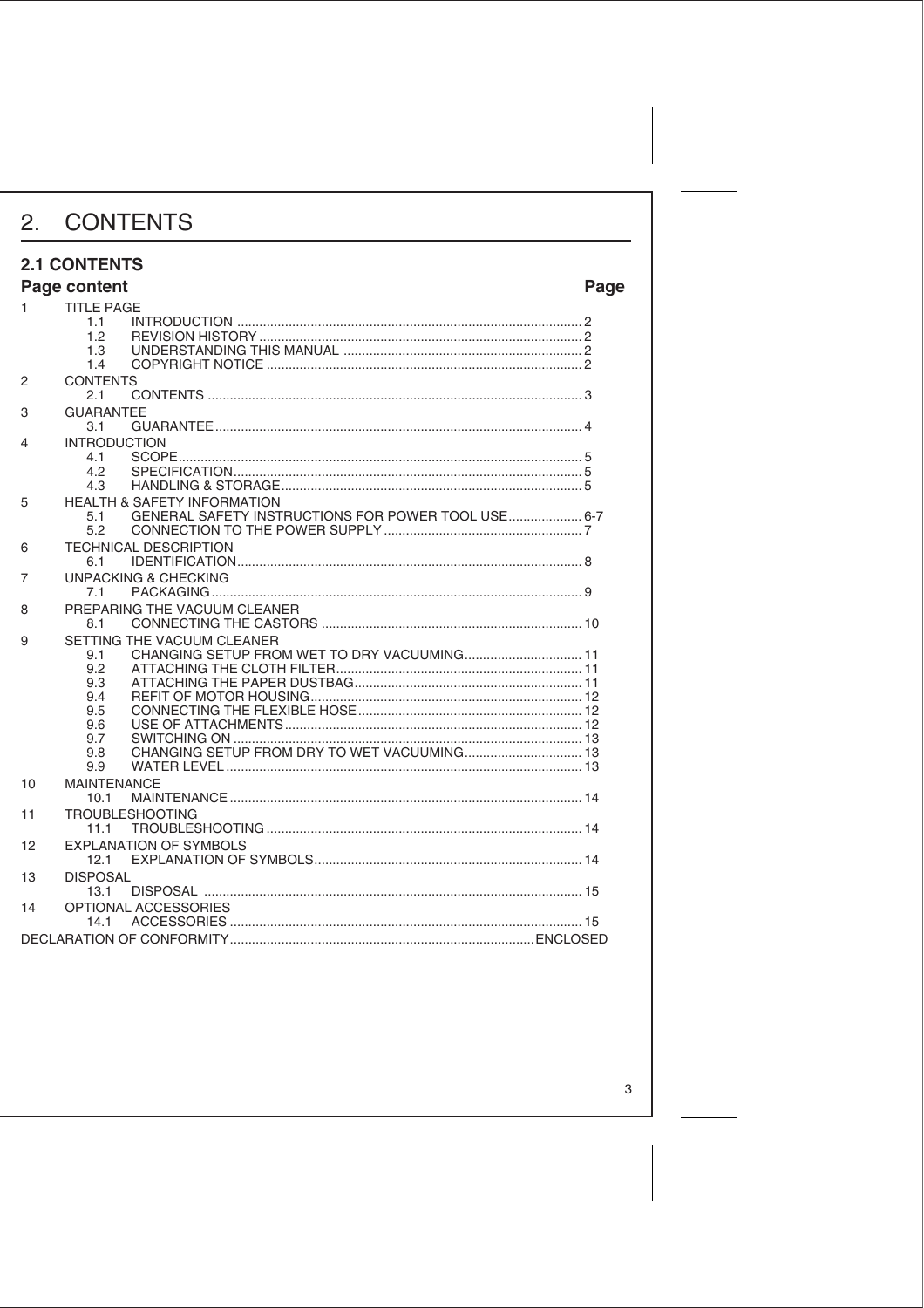# 2. CONTENTS

## 2.1 CONTENTS

| Page content | | | Page |
|---|---|---|---|
| 1 | TITLE PAGE | | |
| | 1.1 | INTRODUCTION | 2 |
| | 1.2 | REVISION HISTORY | 2 |
| | 1.3 | UNDERSTANDING THIS MANUAL | 2 |
| | 1.4 | COPYRIGHT NOTICE | 2 |
| 2 | CONTENTS | | |
| | 2.1 | CONTENTS | 3 |
| 3 | GUARANTEE | | |
| | 3.1 | GUARANTEE | 4 |
| 4 | INTRODUCTION | | |
| | 4.1 | SCOPE | 5 |
| | 4.2 | SPECIFICATION | 5 |
| | 4.3 | HANDLING & STORAGE | 5 |
| 5 | HEALTH & SAFETY INFORMATION | | |
| | 5.1 | GENERAL SAFETY INSTRUCTIONS FOR POWER TOOL USE | 6-7 |
| | 5.2 | CONNECTION TO THE POWER SUPPLY | 7 |
| 6 | TECHNICAL DESCRIPTION | | |
| | 6.1 | IDENTIFICATION | 8 |
| 7 | UNPACKING & CHECKING | | |
| | 7.1 | PACKAGING | 9 |
| 8 | PREPARING THE VACUUM CLEANER | | |
| | 8.1 | CONNECTING THE CASTORS | 10 |
| 9 | SETTING THE VACUUM CLEANER | | |
| | 9.1 | CHANGING SETUP FROM WET TO DRY VACUUMING | 11 |
| | 9.2 | ATTACHING THE CLOTH FILTER | 11 |
| | 9.3 | ATTACHING THE PAPER DUSTBAG | 11 |
| | 9.4 | REFIT OF MOTOR HOUSING | 12 |
| | 9.5 | CONNECTING THE FLEXIBLE HOSE | 12 |
| | 9.6 | USE OF ATTACHMENTS | 12 |
| | 9.7 | SWITCHING ON | 13 |
| | 9.8 | CHANGING SETUP FROM DRY TO WET VACUUMING | 13 |
| | 9.9 | WATER LEVEL | 13 |
| 10 | MAINTENANCE | | |
| | 10.1 | MAINTENANCE | 14 |
| 11 | TROUBLESHOOTING | | |
| | 11.1 | TROUBLESHOOTING | 14 |
| 12 | EXPLANATION OF SYMBOLS | | |
| | 12.1 | EXPLANATION OF SYMBOLS | 14 |
| 13 | DISPOSAL | | |
| | 13.1 | DISPOSAL | 15 |
| 14 | OPTIONAL ACCESSORIES | | |
| | 14.1 | ACCESSORIES | 15 |
| DECLARATION OF CONFORMITY | | | ENCLOSED |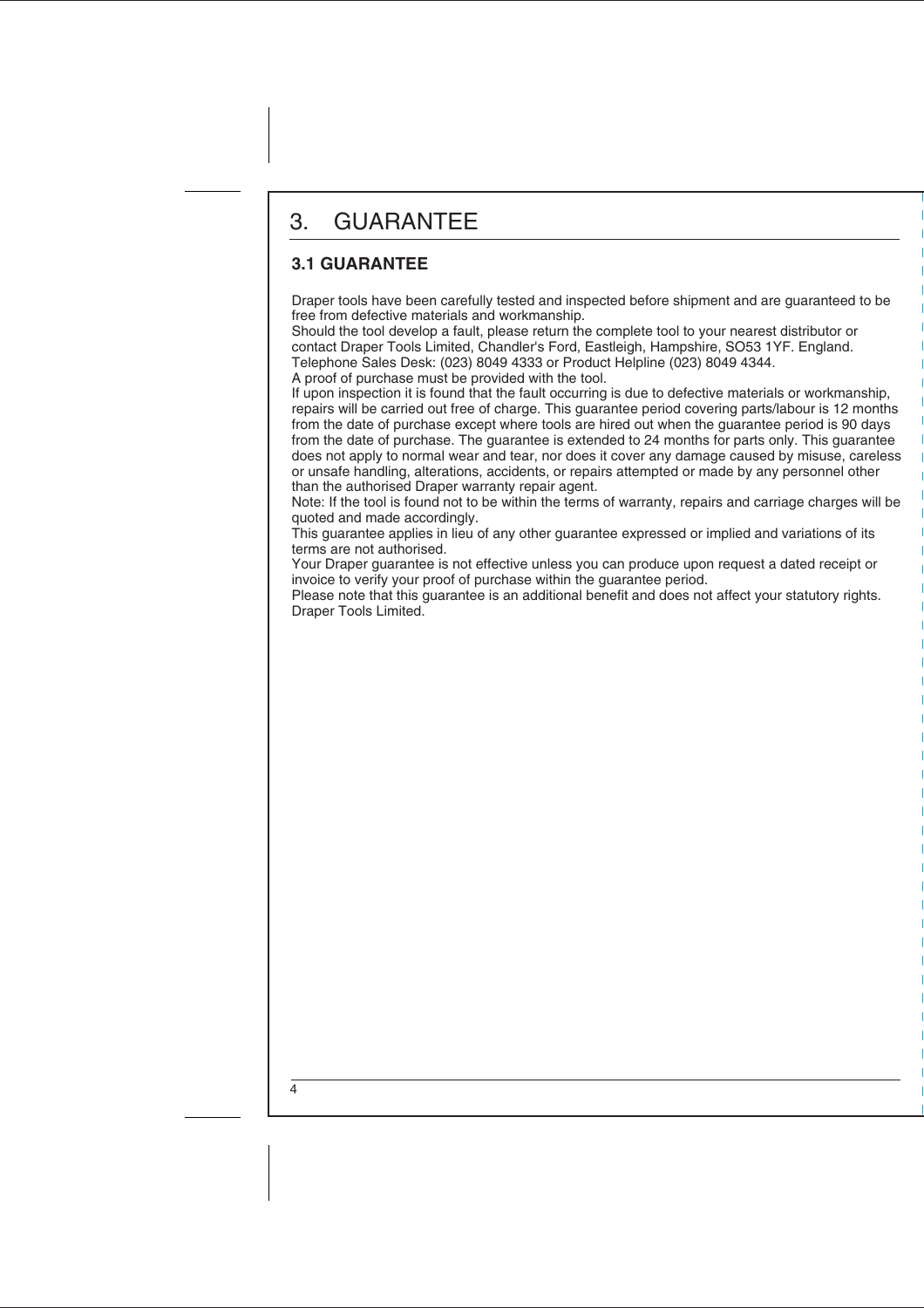# 3. GUARANTEE

## 3.1 GUARANTEE

Draper tools have been carefully tested and inspected before shipment and are guaranteed to be free from defective materials and workmanship.
Should the tool develop a fault, please return the complete tool to your nearest distributor or contact Draper Tools Limited, Chandler's Ford, Eastleigh, Hampshire, SO53 1YF. England.
Telephone Sales Desk: (023) 8049 4333 or Product Helpline (023) 8049 4344.
A proof of purchase must be provided with the tool.
If upon inspection it is found that the fault occurring is due to defective materials or workmanship, repairs will be carried out free of charge. This guarantee period covering parts/labour is 12 months from the date of purchase except where tools are hired out when the guarantee period is 90 days from the date of purchase. The guarantee is extended to 24 months for parts only. This guarantee does not apply to normal wear and tear, nor does it cover any damage caused by misuse, careless or unsafe handling, alterations, accidents, or repairs attempted or made by any personnel other than the authorised Draper warranty repair agent.
Note: If the tool is found not to be within the terms of warranty, repairs and carriage charges will be quoted and made accordingly.
This guarantee applies in lieu of any other guarantee expressed or implied and variations of its terms are not authorised.
Your Draper guarantee is not effective unless you can produce upon request a dated receipt or invoice to verify your proof of purchase within the guarantee period.
Please note that this guarantee is an additional benefit and does not affect your statutory rights.
Draper Tools Limited.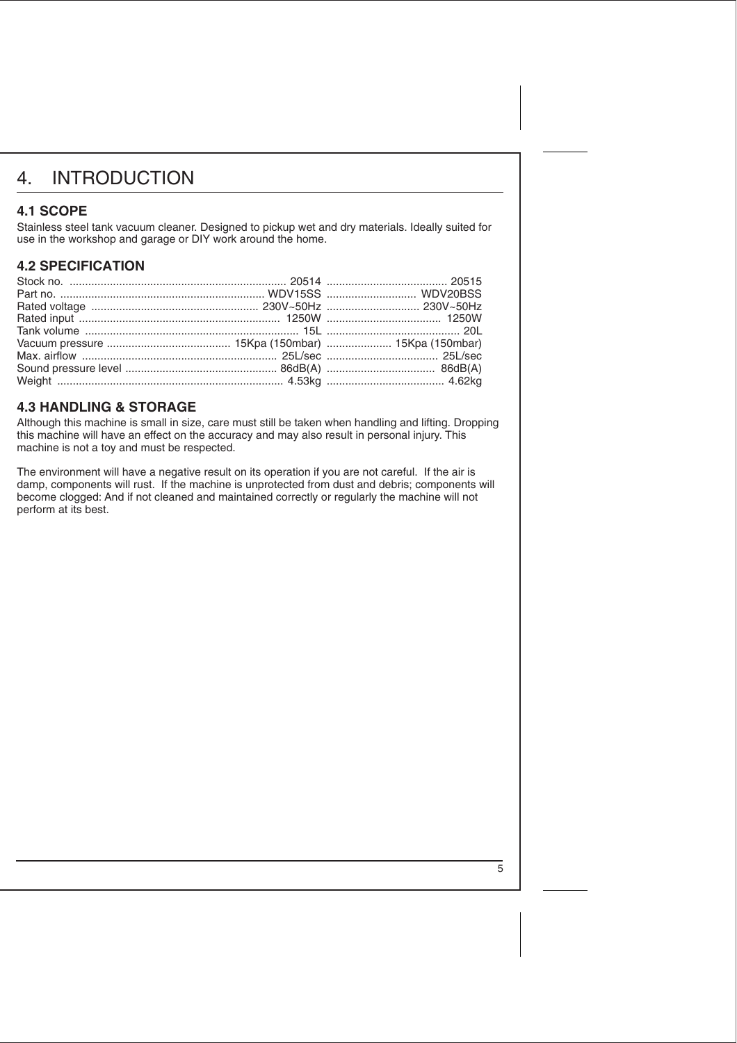# 4. INTRODUCTION

## 4.1 SCOPE

Stainless steel tank vacuum cleaner. Designed to pickup wet and dry materials. Ideally suited for use in the workshop and garage or DIY work around the home.

## 4.2 SPECIFICATION

| | | |
|---|---|---|
| Stock no. | 20514 | 20515 |
| Part no. | WDV15SS | WDV20BSS |
| Rated voltage | 230V~50Hz | 230V~50Hz |
| Rated input | 1250W | 1250W |
| Tank volume | 15L | 20L |
| Vacuum pressure | 15Kpa (150mbar) | 15Kpa (150mbar) |
| Max. airflow | 25L/sec | 25L/sec |
| Sound pressure level | 86dB(A) | 86dB(A) |
| Weight | 4.53kg | 4.62kg |

## 4.3 HANDLING & STORAGE

Although this machine is small in size, care must still be taken when handling and lifting. Dropping this machine will have an effect on the accuracy and may also result in personal injury. This machine is not a toy and must be respected.

The environment will have a negative result on its operation if you are not careful. If the air is damp, components will rust. If the machine is unprotected from dust and debris; components will become clogged: And if not cleaned and maintained correctly or regularly the machine will not perform at its best.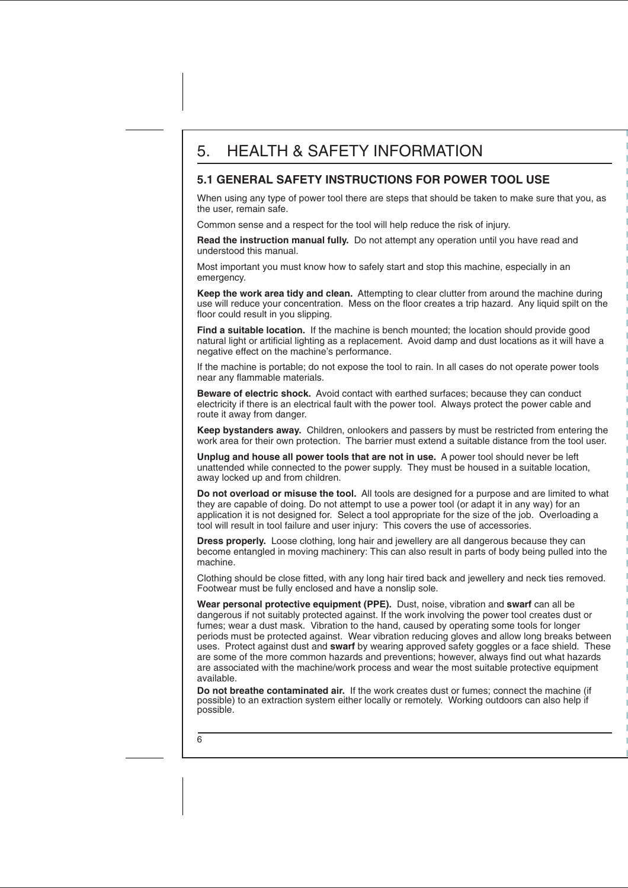# 5. HEALTH & SAFETY INFORMATION

## 5.1 GENERAL SAFETY INSTRUCTIONS FOR POWER TOOL USE

When using any type of power tool there are steps that should be taken to make sure that you, as the user, remain safe.

Common sense and a respect for the tool will help reduce the risk of injury.

**Read the instruction manual fully.** Do not attempt any operation until you have read and understood this manual.

Most important you must know how to safely start and stop this machine, especially in an emergency.

**Keep the work area tidy and clean.** Attempting to clear clutter from around the machine during use will reduce your concentration. Mess on the floor creates a trip hazard. Any liquid spilt on the floor could result in you slipping.

**Find a suitable location.** If the machine is bench mounted; the location should provide good natural light or artificial lighting as a replacement. Avoid damp and dust locations as it will have a negative effect on the machine's performance.

If the machine is portable; do not expose the tool to rain. In all cases do not operate power tools near any flammable materials.

**Beware of electric shock.** Avoid contact with earthed surfaces; because they can conduct electricity if there is an electrical fault with the power tool. Always protect the power cable and route it away from danger.

**Keep bystanders away.** Children, onlookers and passers by must be restricted from entering the work area for their own protection. The barrier must extend a suitable distance from the tool user.

**Unplug and house all power tools that are not in use.** A power tool should never be left unattended while connected to the power supply. They must be housed in a suitable location, away locked up and from children.

**Do not overload or misuse the tool.** All tools are designed for a purpose and are limited to what they are capable of doing. Do not attempt to use a power tool (or adapt it in any way) for an application it is not designed for. Select a tool appropriate for the size of the job. Overloading a tool will result in tool failure and user injury: This covers the use of accessories.

**Dress properly.** Loose clothing, long hair and jewellery are all dangerous because they can become entangled in moving machinery: This can also result in parts of body being pulled into the machine.

Clothing should be close fitted, with any long hair tired back and jewellery and neck ties removed. Footwear must be fully enclosed and have a nonslip sole.

**Wear personal protective equipment (PPE).** Dust, noise, vibration and **swarf** can all be dangerous if not suitably protected against. If the work involving the power tool creates dust or fumes; wear a dust mask. Vibration to the hand, caused by operating some tools for longer periods must be protected against. Wear vibration reducing gloves and allow long breaks between uses. Protect against dust and **swarf** by wearing approved safety goggles or a face shield. These are some of the more common hazards and preventions; however, always find out what hazards are associated with the machine/work process and wear the most suitable protective equipment available.

**Do not breathe contaminated air.** If the work creates dust or fumes; connect the machine (if possible) to an extraction system either locally or remotely. Working outdoors can also help if possible.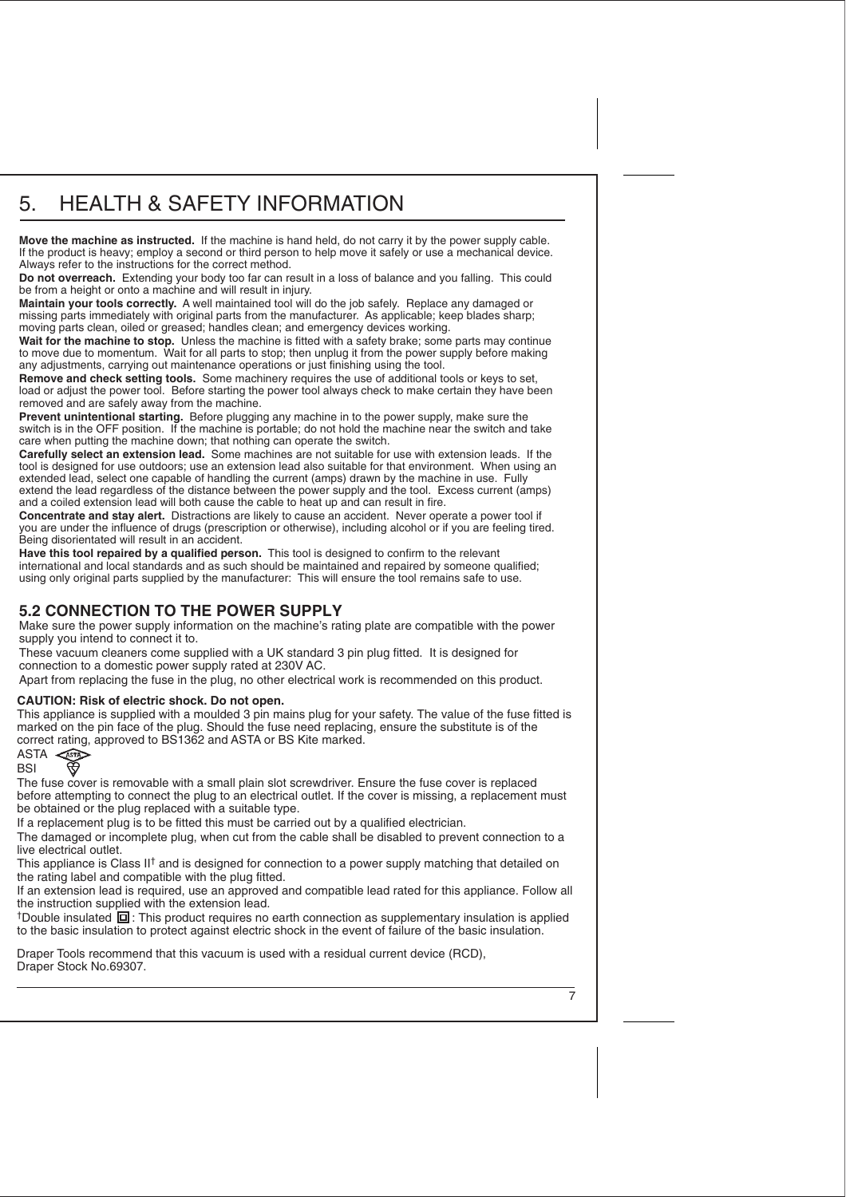# 5. HEALTH & SAFETY INFORMATION

**Move the machine as instructed.** If the machine is hand held, do not carry it by the power supply cable. If the product is heavy; employ a second or third person to help move it safely or use a mechanical device. Always refer to the instructions for the correct method.

**Do not overreach.** Extending your body too far can result in a loss of balance and you falling. This could be from a height or onto a machine and will result in injury.

**Maintain your tools correctly.** A well maintained tool will do the job safely. Replace any damaged or missing parts immediately with original parts from the manufacturer. As applicable; keep blades sharp; moving parts clean, oiled or greased; handles clean; and emergency devices working.

**Wait for the machine to stop.** Unless the machine is fitted with a safety brake; some parts may continue to move due to momentum. Wait for all parts to stop; then unplug it from the power supply before making any adjustments, carrying out maintenance operations or just finishing using the tool.

**Remove and check setting tools.** Some machinery requires the use of additional tools or keys to set, load or adjust the power tool. Before starting the power tool always check to make certain they have been removed and are safely away from the machine.

**Prevent unintentional starting.** Before plugging any machine in to the power supply, make sure the switch is in the OFF position. If the machine is portable; do not hold the machine near the switch and take care when putting the machine down; that nothing can operate the switch.

**Carefully select an extension lead.** Some machines are not suitable for use with extension leads. If the tool is designed for use outdoors; use an extension lead also suitable for that environment. When using an extended lead, select one capable of handling the current (amps) drawn by the machine in use. Fully extend the lead regardless of the distance between the power supply and the tool. Excess current (amps) and a coiled extension lead will both cause the cable to heat up and can result in fire.

**Concentrate and stay alert.** Distractions are likely to cause an accident. Never operate a power tool if you are under the influence of drugs (prescription or otherwise), including alcohol or if you are feeling tired. Being disorientated will result in an accident.

**Have this tool repaired by a qualified person.** This tool is designed to confirm to the relevant international and local standards and as such should be maintained and repaired by someone qualified; using only original parts supplied by the manufacturer: This will ensure the tool remains safe to use.

## 5.2 CONNECTION TO THE POWER SUPPLY

Make sure the power supply information on the machine's rating plate are compatible with the power supply you intend to connect it to.

These vacuum cleaners come supplied with a UK standard 3 pin plug fitted. It is designed for connection to a domestic power supply rated at 230V AC.

Apart from replacing the fuse in the plug, no other electrical work is recommended on this product.

**CAUTION: Risk of electric shock. Do not open.**

This appliance is supplied with a moulded 3 pin mains plug for your safety. The value of the fuse fitted is marked on the pin face of the plug. Should the fuse need replacing, ensure the substitute is of the correct rating, approved to BS1362 and ASTA or BS Kite marked.

ASTA

BSI

The fuse cover is removable with a small plain slot screwdriver. Ensure the fuse cover is replaced before attempting to connect the plug to an electrical outlet. If the cover is missing, a replacement must be obtained or the plug replaced with a suitable type.

If a replacement plug is to be fitted this must be carried out by a qualified electrician.

The damaged or incomplete plug, when cut from the cable shall be disabled to prevent connection to a live electrical outlet.

This appliance is Class II† and is designed for connection to a power supply matching that detailed on the rating label and compatible with the plug fitted.

If an extension lead is required, use an approved and compatible lead rated for this appliance. Follow all the instruction supplied with the extension lead.

†Double insulated ⧈: This product requires no earth connection as supplementary insulation is applied to the basic insulation to protect against electric shock in the event of failure of the basic insulation.

Draper Tools recommend that this vacuum is used with a residual current device (RCD), Draper Stock No.69307.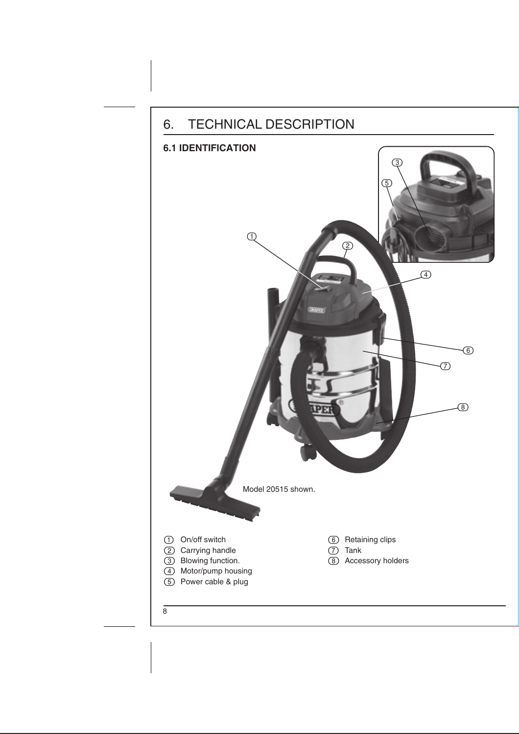# 6. TECHNICAL DESCRIPTION

## 6.1 IDENTIFICATION

Model 20515 shown.

1. On/off switch
2. Carrying handle
3. Blowing function.
4. Motor/pump housing
5. Power cable & plug
6. Retaining clips
7. Tank
8. Accessory holders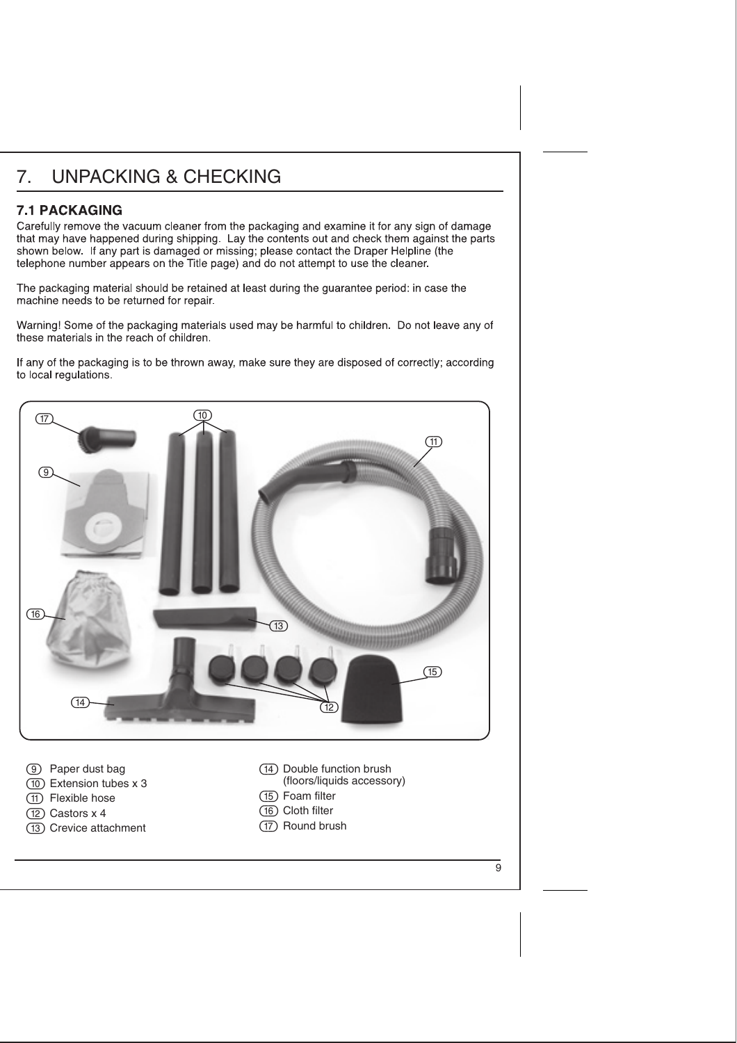# 7. UNPACKING & CHECKING

## 7.1 PACKAGING

Carefully remove the vacuum cleaner from the packaging and examine it for any sign of damage that may have happened during shipping. Lay the contents out and check them against the parts shown below. If any part is damaged or missing; please contact the Draper Helpline (the telephone number appears on the Title page) and do not attempt to use the cleaner.

The packaging material should be retained at least during the guarantee period: in case the machine needs to be returned for repair.

Warning! Some of the packaging materials used may be harmful to children. Do not leave any of these materials in the reach of children.

If any of the packaging is to be thrown away, make sure they are disposed of correctly; according to local regulations.

- (9) Paper dust bag
- (10) Extension tubes x 3
- (11) Flexible hose
- (12) Castors x 4
- (13) Crevice attachment
- (14) Double function brush (floors/liquids accessory)
- (15) Foam filter
- (16) Cloth filter
- (17) Round brush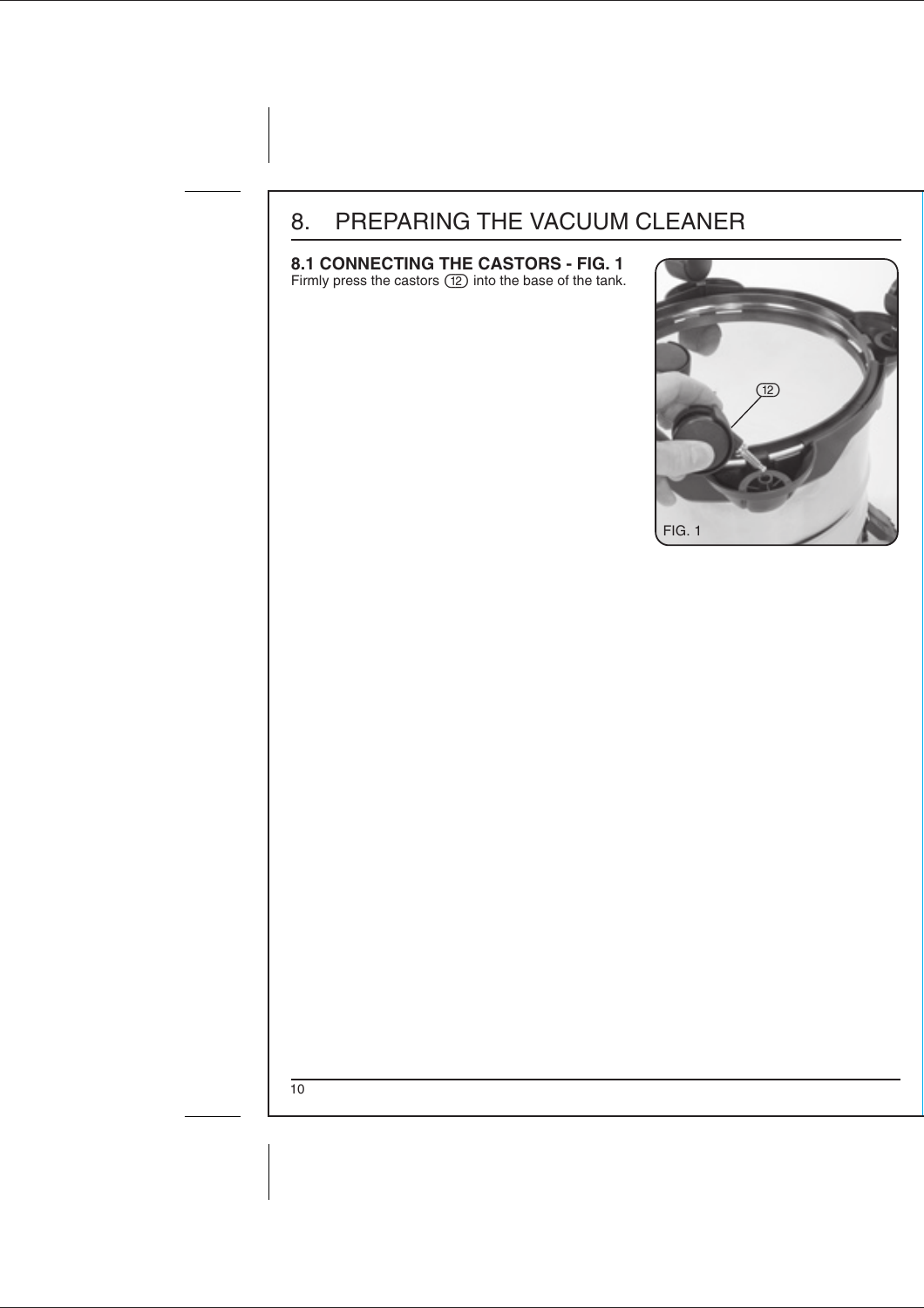# 8. PREPARING THE VACUUM CLEANER

**8.1 CONNECTING THE CASTORS - FIG. 1**

Firmly press the castors (12) into the base of the tank.

FIG. 1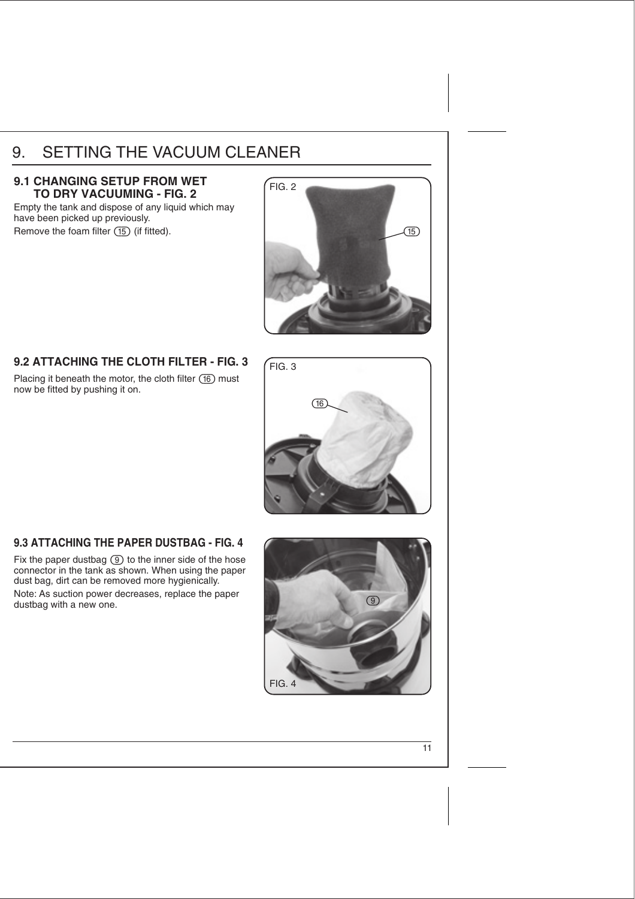# 9. SETTING THE VACUUM CLEANER

## 9.1 CHANGING SETUP FROM WET TO DRY VACUUMING - FIG. 2

Empty the tank and dispose of any liquid which may have been picked up previously.

Remove the foam filter (15) (if fitted).

FIG. 2

## 9.2 ATTACHING THE CLOTH FILTER - FIG. 3

Placing it beneath the motor, the cloth filter (16) must now be fitted by pushing it on.

FIG. 3

## 9.3 ATTACHING THE PAPER DUSTBAG - FIG. 4

Fix the paper dustbag (9) to the inner side of the hose connector in the tank as shown. When using the paper dust bag, dirt can be removed more hygienically.

Note: As suction power decreases, replace the paper dustbag with a new one.

FIG. 4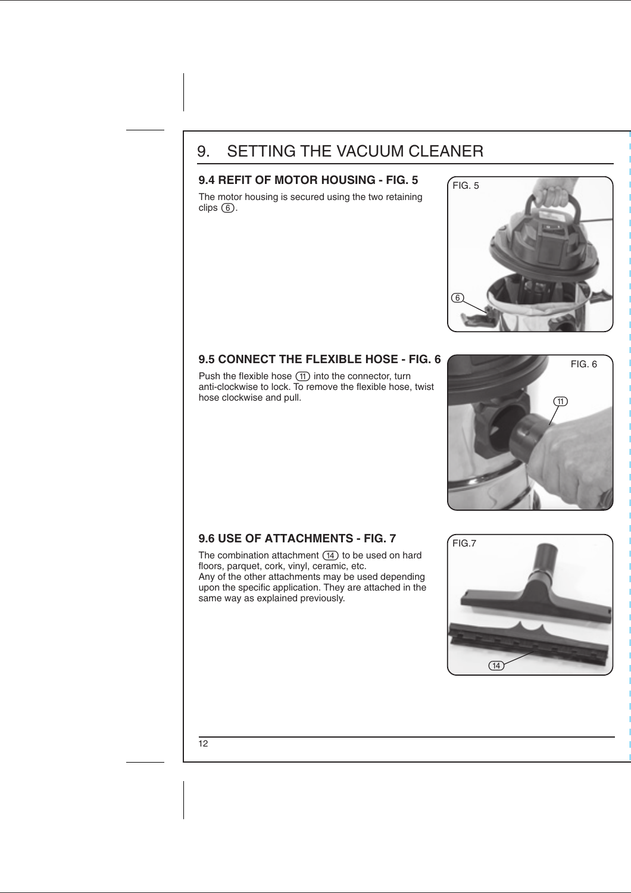# 9. SETTING THE VACUUM CLEANER

## 9.4 REFIT OF MOTOR HOUSING - FIG. 5

The motor housing is secured using the two retaining clips (6).

FIG. 5

## 9.5 CONNECT THE FLEXIBLE HOSE - FIG. 6

Push the flexible hose (11) into the connector, turn anti-clockwise to lock. To remove the flexible hose, twist hose clockwise and pull.

FIG. 6

## 9.6 USE OF ATTACHMENTS - FIG. 7

The combination attachment (14) to be used on hard floors, parquet, cork, vinyl, ceramic, etc.
Any of the other attachments may be used depending upon the specific application. They are attached in the same way as explained previously.

FIG.7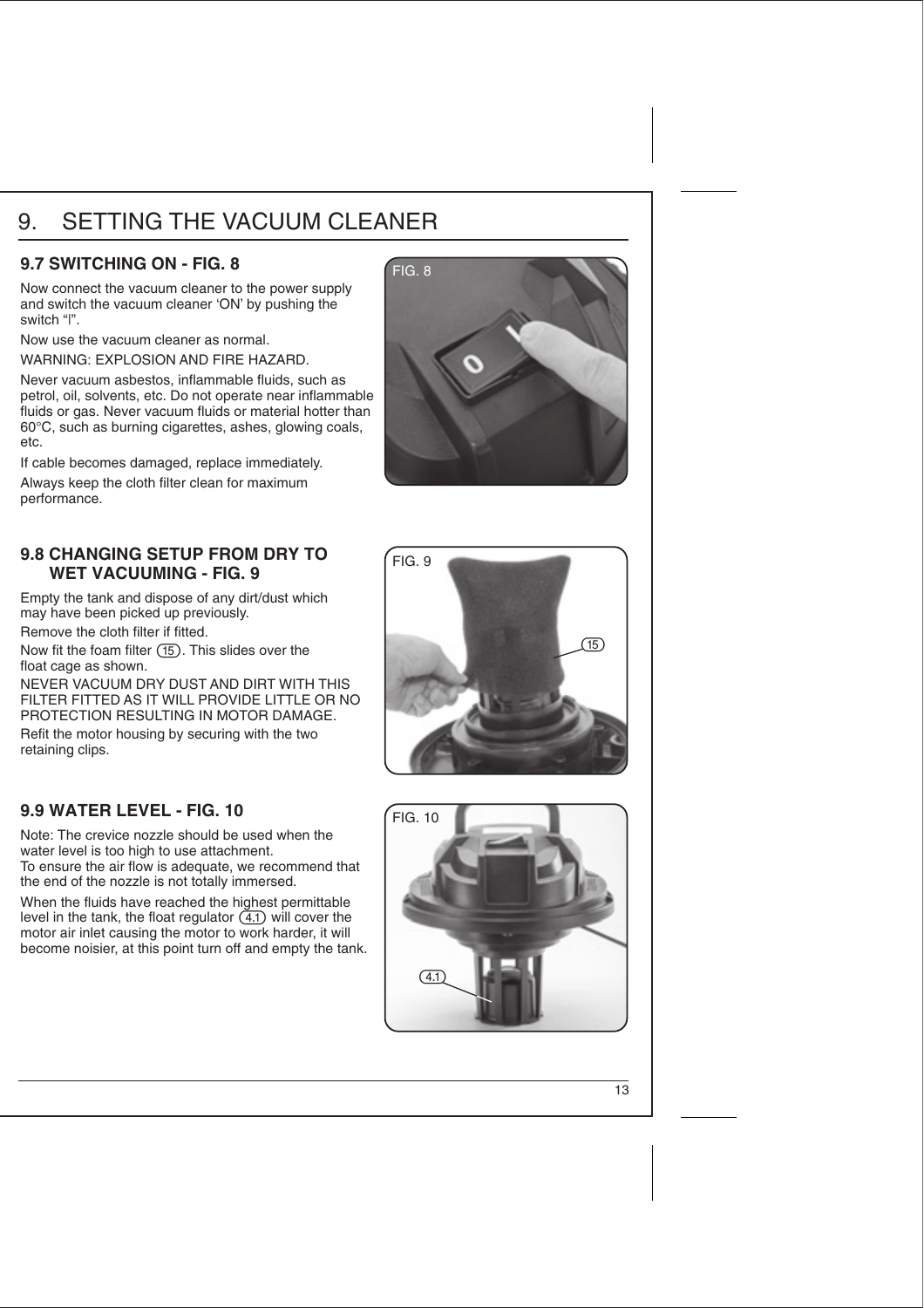# 9. SETTING THE VACUUM CLEANER

## 9.7 SWITCHING ON - FIG. 8

Now connect the vacuum cleaner to the power supply and switch the vacuum cleaner 'ON' by pushing the switch "I".

Now use the vacuum cleaner as normal.

WARNING: EXPLOSION AND FIRE HAZARD.

Never vacuum asbestos, inflammable fluids, such as petrol, oil, solvents, etc. Do not operate near inflammable fluids or gas. Never vacuum fluids or material hotter than 60°C, such as burning cigarettes, ashes, glowing coals, etc.

If cable becomes damaged, replace immediately.

Always keep the cloth filter clean for maximum performance.

FIG. 8

## 9.8 CHANGING SETUP FROM DRY TO WET VACUUMING - FIG. 9

Empty the tank and dispose of any dirt/dust which may have been picked up previously.

Remove the cloth filter if fitted.

Now fit the foam filter (15). This slides over the float cage as shown.

NEVER VACUUM DRY DUST AND DIRT WITH THIS FILTER FITTED AS IT WILL PROVIDE LITTLE OR NO PROTECTION RESULTING IN MOTOR DAMAGE.

Refit the motor housing by securing with the two retaining clips.

FIG. 9

## 9.9 WATER LEVEL - FIG. 10

Note: The crevice nozzle should be used when the water level is too high to use attachment.
To ensure the air flow is adequate, we recommend that the end of the nozzle is not totally immersed.

When the fluids have reached the highest permittable level in the tank, the float regulator (4.1) will cover the motor air inlet causing the motor to work harder, it will become noisier, at this point turn off and empty the tank.

FIG. 10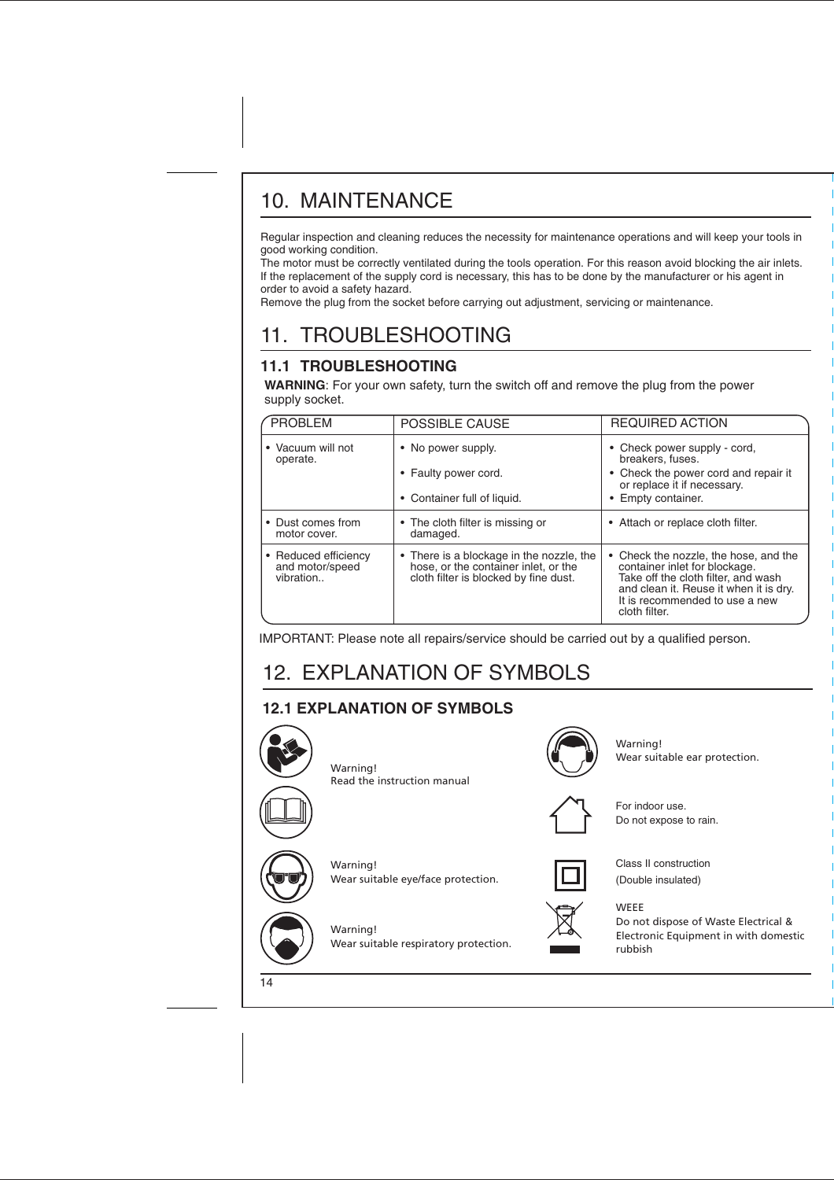# 10. MAINTENANCE

Regular inspection and cleaning reduces the necessity for maintenance operations and will keep your tools in good working condition.
The motor must be correctly ventilated during the tools operation. For this reason avoid blocking the air inlets.
If the replacement of the supply cord is necessary, this has to be done by the manufacturer or his agent in order to avoid a safety hazard.
Remove the plug from the socket before carrying out adjustment, servicing or maintenance.

# 11. TROUBLESHOOTING

## 11.1 TROUBLESHOOTING

**WARNING**: For your own safety, turn the switch off and remove the plug from the power supply socket.

| PROBLEM | POSSIBLE CAUSE | REQUIRED ACTION |
|---|---|---|
| • Vacuum will not operate. | • No power supply.<br>• Faulty power cord.<br>• Container full of liquid. | • Check power supply - cord, breakers, fuses.<br>• Check the power cord and repair it or replace it if necessary.<br>• Empty container. |
| • Dust comes from motor cover. | • The cloth filter is missing or damaged. | • Attach or replace cloth filter. |
| • Reduced efficiency and motor/speed vibration.. | • There is a blockage in the nozzle, the hose, or the container inlet, or the cloth filter is blocked by fine dust. | • Check the nozzle, the hose, and the container inlet for blockage. Take off the cloth filter, and wash and clean it. Reuse it when it is dry. It is recommended to use a new cloth filter. |

IMPORTANT: Please note all repairs/service should be carried out by a qualified person.

# 12. EXPLANATION OF SYMBOLS

## 12.1 EXPLANATION OF SYMBOLS

Warning!
Read the instruction manual

Warning!
Wear suitable eye/face protection.

Warning!
Wear suitable respiratory protection.

Warning!
Wear suitable ear protection.

For indoor use.
Do not expose to rain.

Class II construction
(Double insulated)

WEEE
Do not dispose of Waste Electrical & Electronic Equipment in with domestic rubbish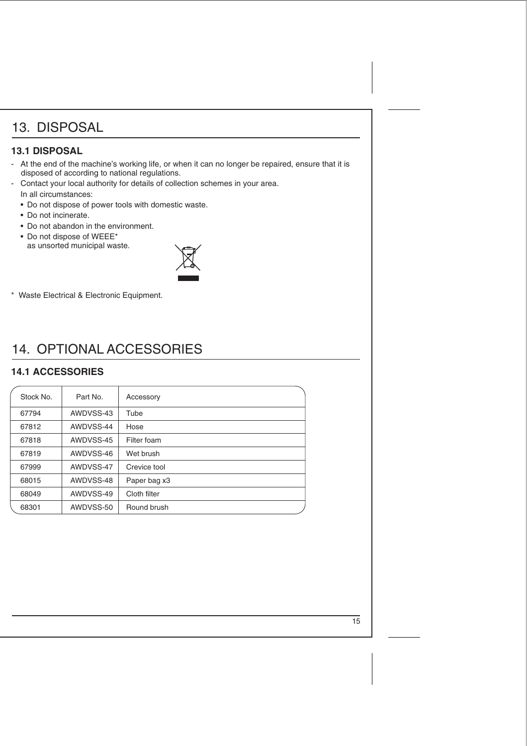# 13. DISPOSAL

### 13.1 DISPOSAL

- At the end of the machine's working life, or when it can no longer be repaired, ensure that it is disposed of according to national regulations.
- Contact your local authority for details of collection schemes in your area.

  In all circumstances:
  - Do not dispose of power tools with domestic waste.
  - Do not incinerate.
  - Do not abandon in the environment.
  - Do not dispose of WEEE* as unsorted municipal waste.

\* Waste Electrical & Electronic Equipment.

# 14. OPTIONAL ACCESSORIES

### 14.1 ACCESSORIES

| Stock No. | Part No. | Accessory |
| --- | --- | --- |
| 67794 | AWDVSS-43 | Tube |
| 67812 | AWDVSS-44 | Hose |
| 67818 | AWDVSS-45 | Filter foam |
| 67819 | AWDVSS-46 | Wet brush |
| 67999 | AWDVSS-47 | Crevice tool |
| 68015 | AWDVSS-48 | Paper bag x3 |
| 68049 | AWDVSS-49 | Cloth filter |
| 68301 | AWDVSS-50 | Round brush |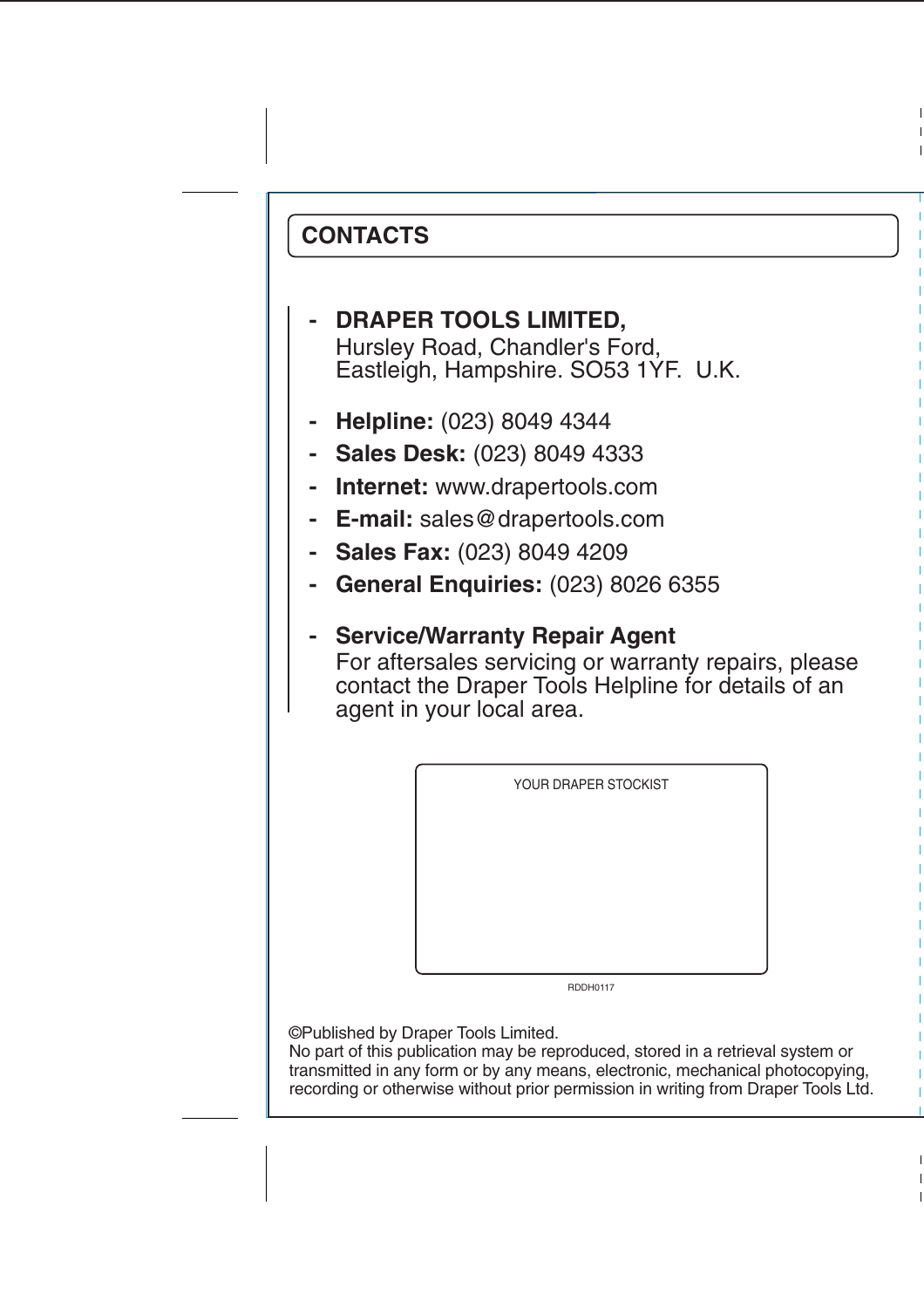## CONTACTS

- **DRAPER TOOLS LIMITED,**
  Hursley Road, Chandler's Ford,
  Eastleigh, Hampshire. SO53 1YF. U.K.

- **Helpline:** (023) 8049 4344
- **Sales Desk:** (023) 8049 4333
- **Internet:** www.drapertools.com
- **E-mail:** sales@drapertools.com
- **Sales Fax:** (023) 8049 4209
- **General Enquiries:** (023) 8026 6355

- **Service/Warranty Repair Agent**
  For aftersales servicing or warranty repairs, please contact the Draper Tools Helpline for details of an agent in your local area.

YOUR DRAPER STOCKIST

RDDH0117

©Published by Draper Tools Limited.
No part of this publication may be reproduced, stored in a retrieval system or transmitted in any form or by any means, electronic, mechanical photocopying, recording or otherwise without prior permission in writing from Draper Tools Ltd.